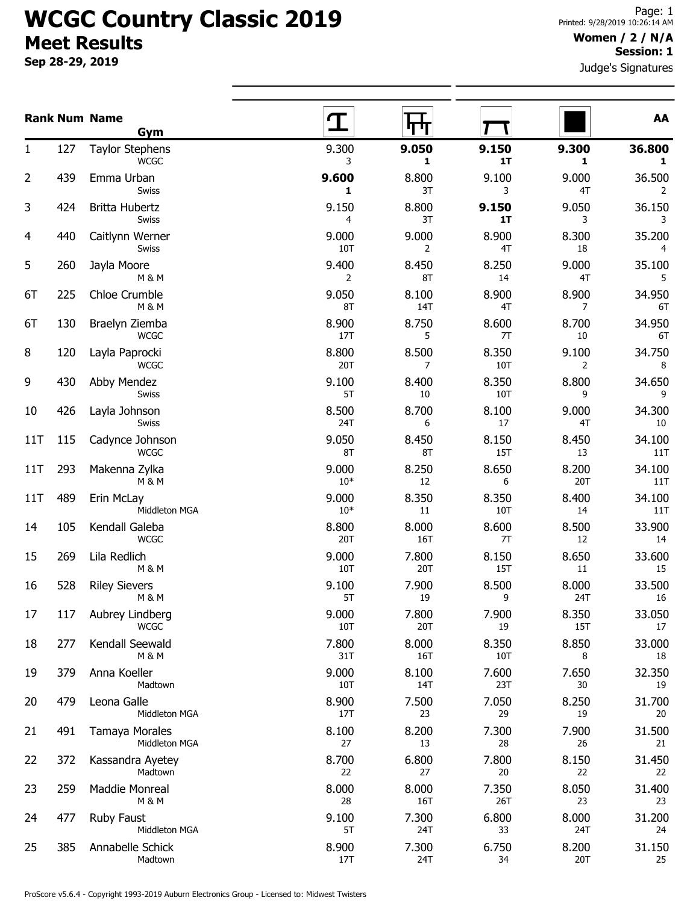# WCGC Country Classic 2019

## Meet Results

**Sep 28-29, 2019**

Printed: 9/28/2019 10:26:14 AM

**Women / 2 / N/A**

**Session: 1**

Judge's Signatures

| Rank | Num | Name / Gym | Vault | Bars | Beam | Floor | AA |
|---|---|---|---|---|---|---|---|
| 1 | 127 | Taylor Stephens<br>WCGC | 9.300<br>3 | **9.050**<br>**1** | **9.150**<br>**1T** | **9.300**<br>**1** | **36.800**<br>**1** |
| 2 | 439 | Emma Urban<br>Swiss | **9.600**<br>**1** | 8.800<br>3T | 9.100<br>3 | 9.000<br>4T | 36.500<br>2 |
| 3 | 424 | Britta Hubertz<br>Swiss | 9.150<br>4 | 8.800<br>3T | **9.150**<br>**1T** | 9.050<br>3 | 36.150<br>3 |
| 4 | 440 | Caitlynn Werner<br>Swiss | 9.000<br>10T | 9.000<br>2 | 8.900<br>4T | 8.300<br>18 | 35.200<br>4 |
| 5 | 260 | Jayla Moore<br>M & M | 9.400<br>2 | 8.450<br>8T | 8.250<br>14 | 9.000<br>4T | 35.100<br>5 |
| 6T | 225 | Chloe Crumble<br>M & M | 9.050<br>8T | 8.100<br>14T | 8.900<br>4T | 8.900<br>7 | 34.950<br>6T |
| 6T | 130 | Braelyn Ziemba<br>WCGC | 8.900<br>17T | 8.750<br>5 | 8.600<br>7T | 8.700<br>10 | 34.950<br>6T |
| 8 | 120 | Layla Paprocki<br>WCGC | 8.800<br>20T | 8.500<br>7 | 8.350<br>10T | 9.100<br>2 | 34.750<br>8 |
| 9 | 430 | Abby Mendez<br>Swiss | 9.100<br>5T | 8.400<br>10 | 8.350<br>10T | 8.800<br>9 | 34.650<br>9 |
| 10 | 426 | Layla Johnson<br>Swiss | 8.500<br>24T | 8.700<br>6 | 8.100<br>17 | 9.000<br>4T | 34.300<br>10 |
| 11T | 115 | Cadynce Johnson<br>WCGC | 9.050<br>8T | 8.450<br>8T | 8.150<br>15T | 8.450<br>13 | 34.100<br>11T |
| 11T | 293 | Makenna Zylka<br>M & M | 9.000<br>10* | 8.250<br>12 | 8.650<br>6 | 8.200<br>20T | 34.100<br>11T |
| 11T | 489 | Erin McLay<br>Middleton MGA | 9.000<br>10* | 8.350<br>11 | 8.350<br>10T | 8.400<br>14 | 34.100<br>11T |
| 14 | 105 | Kendall Galeba<br>WCGC | 8.800<br>20T | 8.000<br>16T | 8.600<br>7T | 8.500<br>12 | 33.900<br>14 |
| 15 | 269 | Lila Redlich<br>M & M | 9.000<br>10T | 7.800<br>20T | 8.150<br>15T | 8.650<br>11 | 33.600<br>15 |
| 16 | 528 | Riley Sievers<br>M & M | 9.100<br>5T | 7.900<br>19 | 8.500<br>9 | 8.000<br>24T | 33.500<br>16 |
| 17 | 117 | Aubrey Lindberg<br>WCGC | 9.000<br>10T | 7.800<br>20T | 7.900<br>19 | 8.350<br>15T | 33.050<br>17 |
| 18 | 277 | Kendall Seewald<br>M & M | 7.800<br>31T | 8.000<br>16T | 8.350<br>10T | 8.850<br>8 | 33.000<br>18 |
| 19 | 379 | Anna Koeller<br>Madtown | 9.000<br>10T | 8.100<br>14T | 7.600<br>23T | 7.650<br>30 | 32.350<br>19 |
| 20 | 479 | Leona Galle<br>Middleton MGA | 8.900<br>17T | 7.500<br>23 | 7.050<br>29 | 8.250<br>19 | 31.700<br>20 |
| 21 | 491 | Tamaya Morales<br>Middleton MGA | 8.100<br>27 | 8.200<br>13 | 7.300<br>28 | 7.900<br>26 | 31.500<br>21 |
| 22 | 372 | Kassandra Ayetey<br>Madtown | 8.700<br>22 | 6.800<br>27 | 7.800<br>20 | 8.150<br>22 | 31.450<br>22 |
| 23 | 259 | Maddie Monreal<br>M & M | 8.000<br>28 | 8.000<br>16T | 7.350<br>26T | 8.050<br>23 | 31.400<br>23 |
| 24 | 477 | Ruby Faust<br>Middleton MGA | 9.100<br>5T | 7.300<br>24T | 6.800<br>33 | 8.000<br>24T | 31.200<br>24 |
| 25 | 385 | Annabelle Schick<br>Madtown | 8.900<br>17T | 7.300<br>24T | 6.750<br>34 | 8.200<br>20T | 31.150<br>25 |

ProScore v5.6.4 - Copyright 1993-2019 Auburn Electronics Group - Licensed to: Midwest Twisters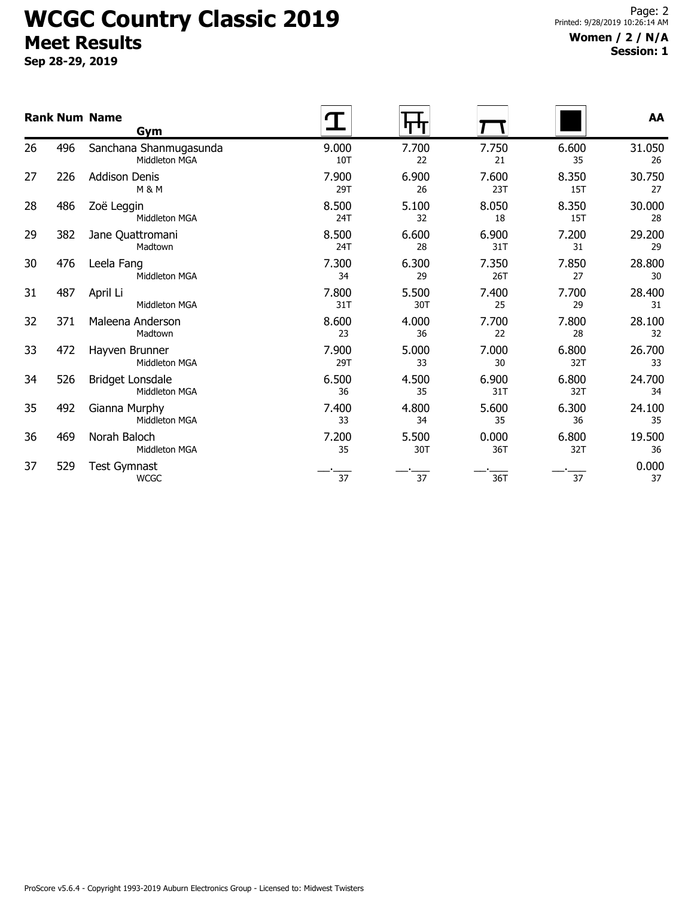# WCGC Country Classic 2019

## Meet Results

**Sep 28-29, 2019**

**Women / 2 / N/A**
**Session: 1**

| Rank | Num | Name / Gym | Vault | Bars | Beam | Floor | AA |
|---|---|---|---|---|---|---|---|
| 26 | 496 | Sanchana Shanmugasunda<br>Middleton MGA | 9.000<br>10T | 7.700<br>22 | 7.750<br>21 | 6.600<br>35 | 31.050<br>26 |
| 27 | 226 | Addison Denis<br>M & M | 7.900<br>29T | 6.900<br>26 | 7.600<br>23T | 8.350<br>15T | 30.750<br>27 |
| 28 | 486 | Zoë Leggin<br>Middleton MGA | 8.500<br>24T | 5.100<br>32 | 8.050<br>18 | 8.350<br>15T | 30.000<br>28 |
| 29 | 382 | Jane Quattromani<br>Madtown | 8.500<br>24T | 6.600<br>28 | 6.900<br>31T | 7.200<br>31 | 29.200<br>29 |
| 30 | 476 | Leela Fang<br>Middleton MGA | 7.300<br>34 | 6.300<br>29 | 7.350<br>26T | 7.850<br>27 | 28.800<br>30 |
| 31 | 487 | April Li<br>Middleton MGA | 7.800<br>31T | 5.500<br>30T | 7.400<br>25 | 7.700<br>29 | 28.400<br>31 |
| 32 | 371 | Maleena Anderson<br>Madtown | 8.600<br>23 | 4.000<br>36 | 7.700<br>22 | 7.800<br>28 | 28.100<br>32 |
| 33 | 472 | Hayven Brunner<br>Middleton MGA | 7.900<br>29T | 5.000<br>33 | 7.000<br>30 | 6.800<br>32T | 26.700<br>33 |
| 34 | 526 | Bridget Lonsdale<br>Middleton MGA | 6.500<br>36 | 4.500<br>35 | 6.900<br>31T | 6.800<br>32T | 24.700<br>34 |
| 35 | 492 | Gianna Murphy<br>Middleton MGA | 7.400<br>33 | 4.800<br>34 | 5.600<br>35 | 6.300<br>36 | 24.100<br>35 |
| 36 | 469 | Norah Baloch<br>Middleton MGA | 7.200<br>35 | 5.500<br>30T | 0.000<br>36T | 6.800<br>32T | 19.500<br>36 |
| 37 | 529 | Test Gymnast<br>WCGC | __.___<br>37 | __.___<br>37 | __.___<br>36T | __.___<br>37 | 0.000<br>37 |